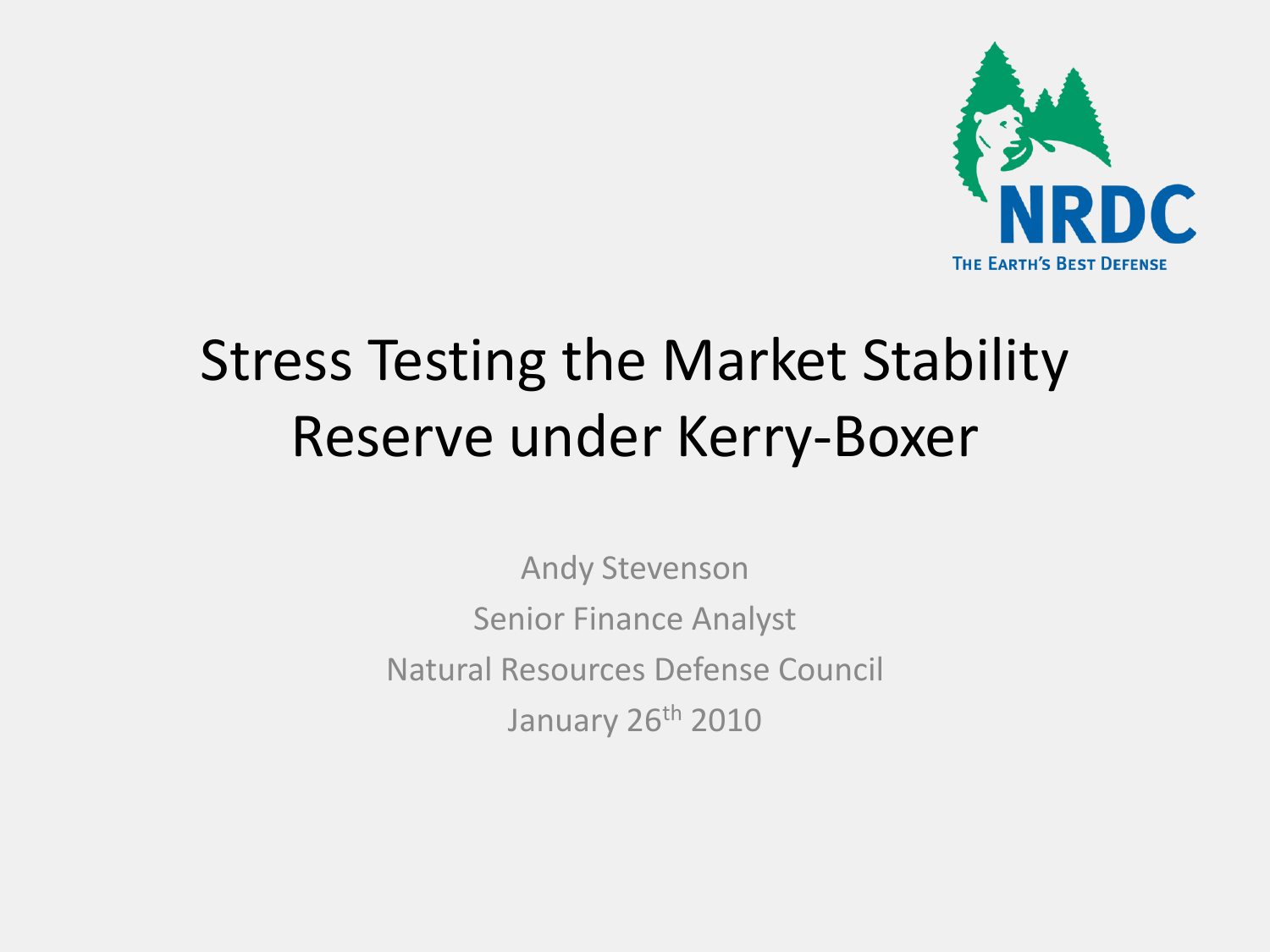# Stress Testing the Market Stability Reserve under Kerry-Boxer

Andy Stevenson

Senior Finance Analyst

Natural Resources Defense Council

January 26th 2010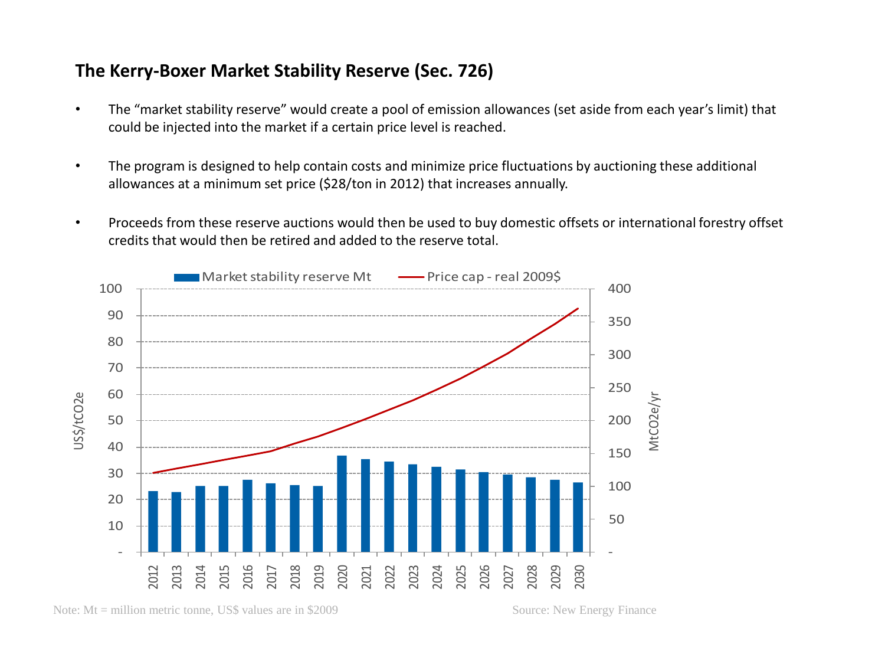## The Kerry-Boxer Market Stability Reserve (Sec. 726)

- The "market stability reserve" would create a pool of emission allowances (set aside from each year's limit) that could be injected into the market if a certain price level is reached.
- The program is designed to help contain costs and minimize price fluctuations by auctioning these additional allowances at a minimum set price ($28/ton in 2012) that increases annually.
- Proceeds from these reserve auctions would then be used to buy domestic offsets or international forestry offset credits that would then be retired and added to the reserve total.

Note: Mt = million metric tonne, US$ values are in $2009

Source: New Energy Finance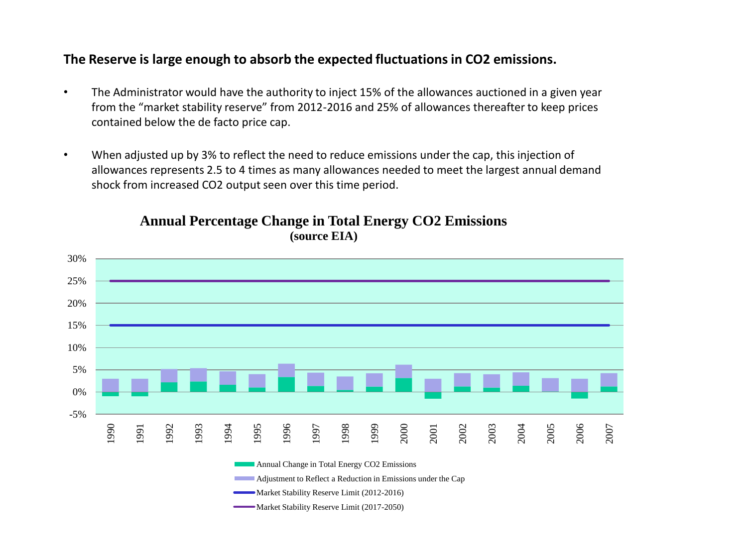**The Reserve is large enough to absorb the expected fluctuations in $CO_2$ emissions.**

- The Administrator would have the authority to inject 15% of the allowances auctioned in a given year from the "market stability reserve" from 2012-2016 and 25% of allowances thereafter to keep prices contained below the de facto price cap.
- When adjusted up by 3% to reflect the need to reduce emissions under the cap, this injection of allowances represents 2.5 to 4 times as many allowances needed to meet the largest annual demand shock from increased $CO_2$ output seen over this time period.

**Annual Percentage Change in Total Energy CO2 Emissions**
**(source EIA)**

30%
25%
20%
15%
10%
5%
0%
-5%

1990 1991 1992 1993 1994 1995 1996 1997 1998 1999 2000 2001 2002 2003 2004 2005 2006 2007

Annual Change in Total Energy CO2 Emissions
Adjustment to Reflect a Reduction in Emissions under the Cap
Market Stability Reserve Limit (2012-2016)
Market Stability Reserve Limit (2017-2050)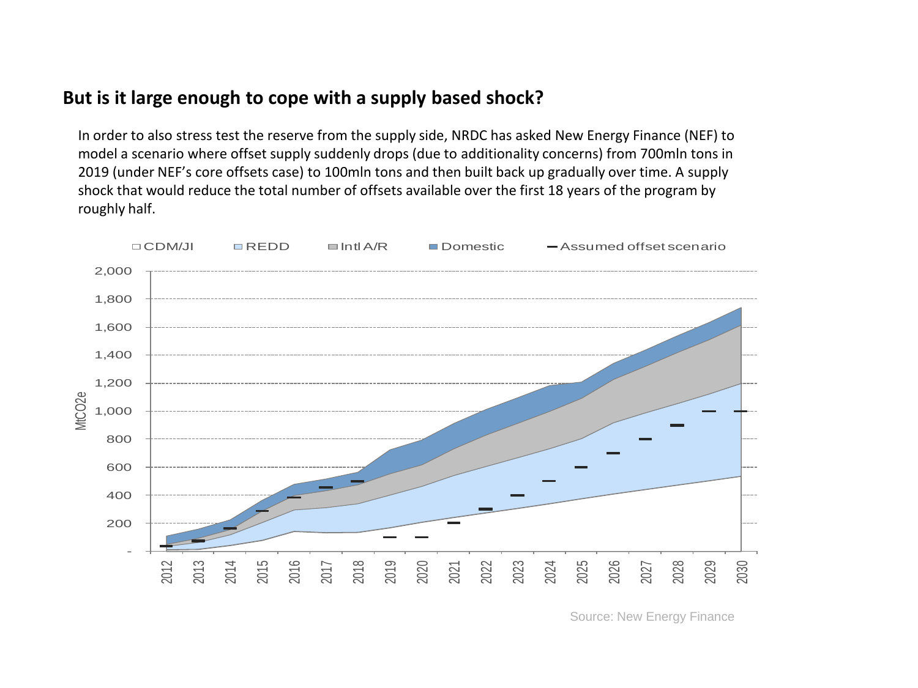## But is it large enough to cope with a supply based shock?

In order to also stress test the reserve from the supply side, NRDC has asked New Energy Finance (NEF) to model a scenario where offset supply suddenly drops (due to additionality concerns) from 700mln tons in 2019 (under NEF's core offsets case) to 100mln tons and then built back up gradually over time. A supply shock that would reduce the total number of offsets available over the first 18 years of the program by roughly half.

□ CDM/JI □ REDD ▪ Intl A/R ▪ Domestic — Assumed offset scenario

MtCO2e

2,000
1,800
1,600
1,400
1,200
1,000
800
600
400
200
-

2012 2013 2014 2015 2016 2017 2018 2019 2020 2021 2022 2023 2024 2025 2026 2027 2028 2029 2030

Source: New Energy Finance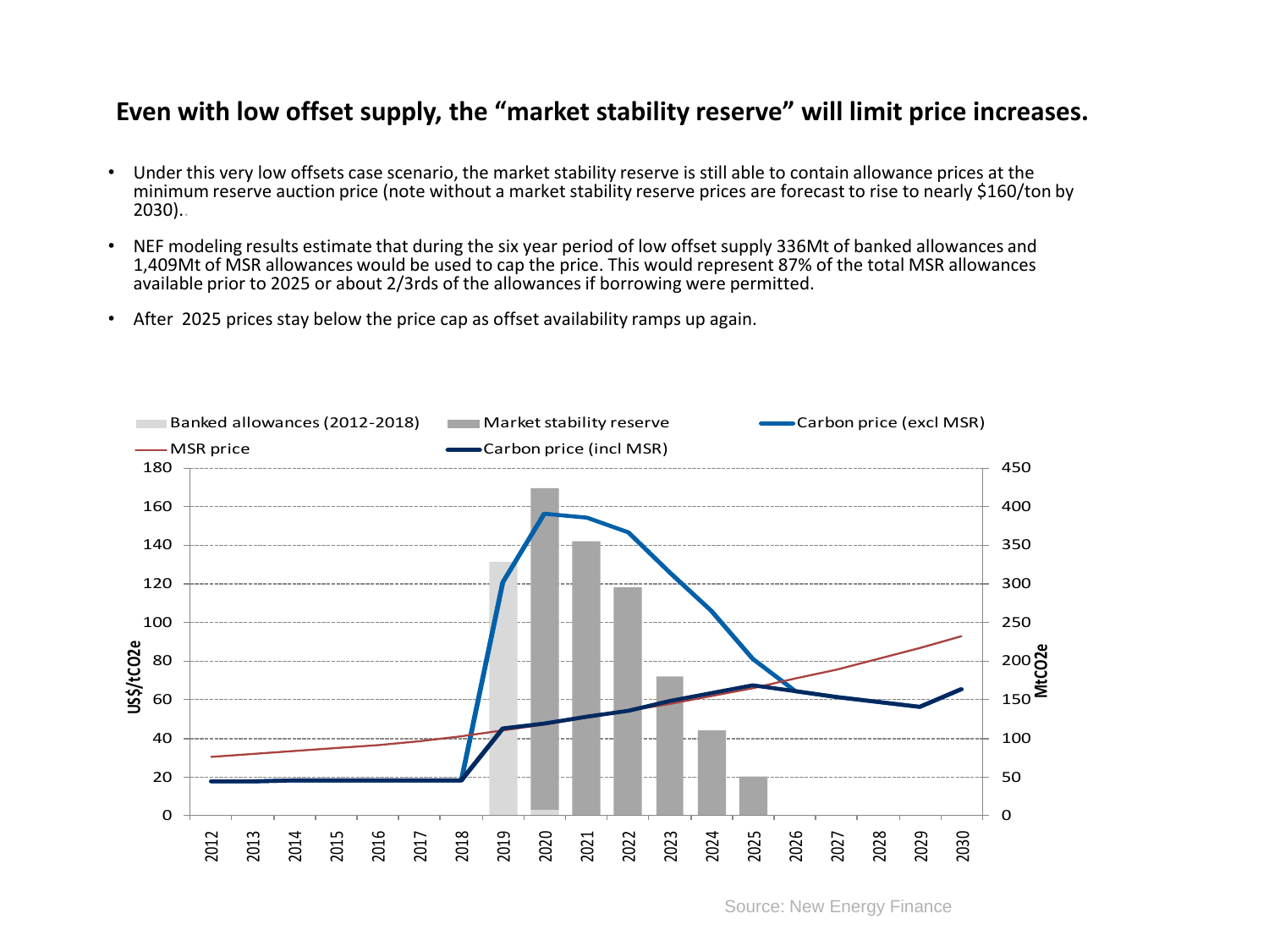## Even with low offset supply, the "market stability reserve" will limit price increases.

- Under this very low offsets case scenario, the market stability reserve is still able to contain allowance prices at the minimum reserve auction price (note without a market stability reserve prices are forecast to rise to nearly $160/ton by 2030)..
- NEF modeling results estimate that during the six year period of low offset supply 336Mt of banked allowances and 1,409Mt of MSR allowances would be used to cap the price. This would represent 87% of the total MSR allowances available prior to 2025 or about 2/3rds of the allowances if borrowing were permitted.
- After 2025 prices stay below the price cap as offset availability ramps up again.

Source: New Energy Finance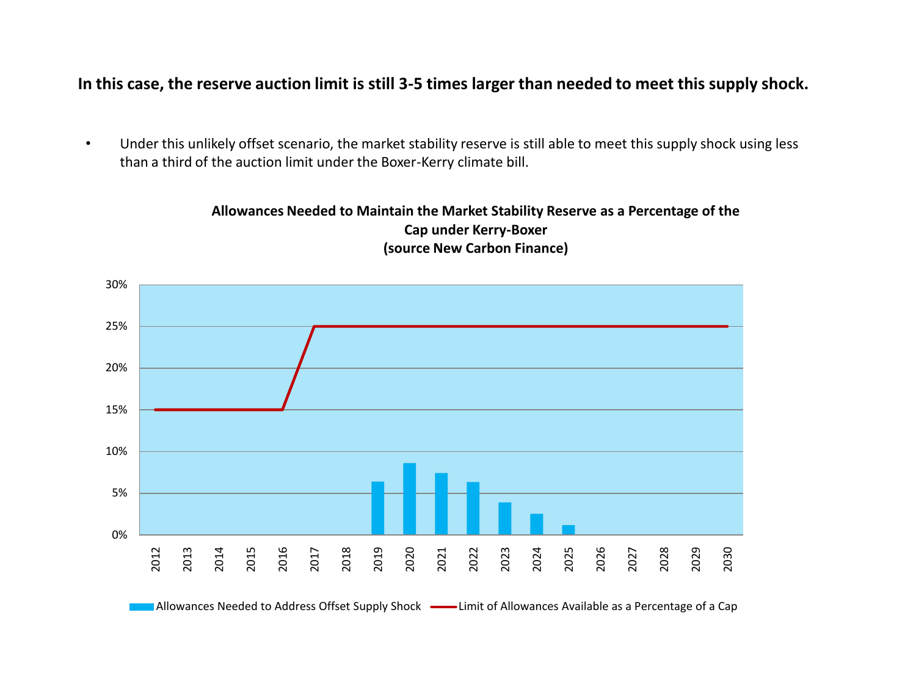**In this case, the reserve auction limit is still 3-5 times larger than needed to meet this supply shock.**

- Under this unlikely offset scenario, the market stability reserve is still able to meet this supply shock using less than a third of the auction limit under the Boxer-Kerry climate bill.

**Allowances Needed to Maintain the Market Stability Reserve as a Percentage of the Cap under Kerry-Boxer**
**(source New Carbon Finance)**

30%
25%
20%
15%
10%
5%
0%

2012 2013 2014 2015 2016 2017 2018 2019 2020 2021 2022 2023 2024 2025 2026 2027 2028 2029 2030

Allowances Needed to Address Offset Supply Shock — Limit of Allowances Available as a Percentage of a Cap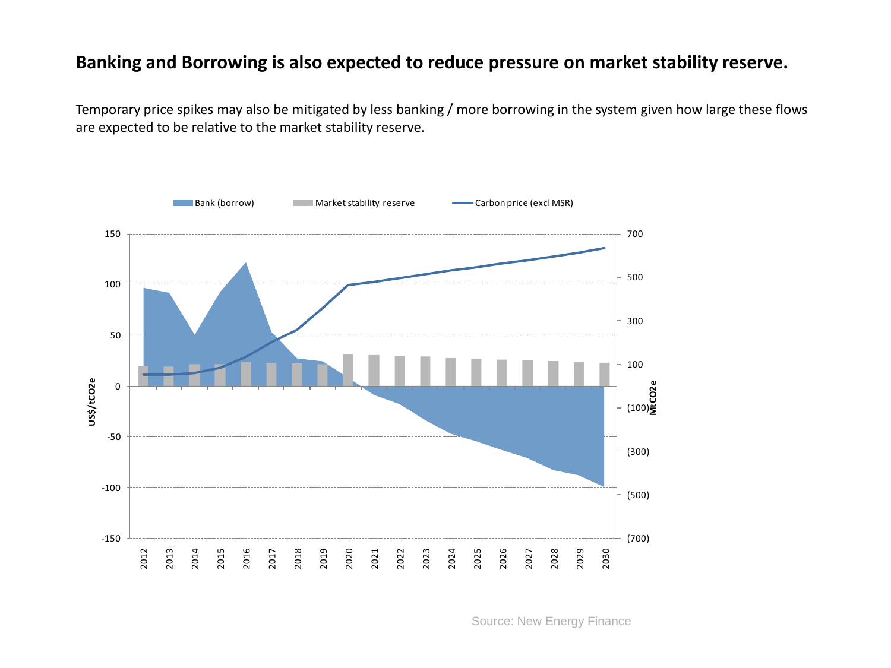## Banking and Borrowing is also expected to reduce pressure on market stability reserve.

Temporary price spikes may also be mitigated by less banking / more borrowing in the system given how large these flows are expected to be relative to the market stability reserve.

Source: New Energy Finance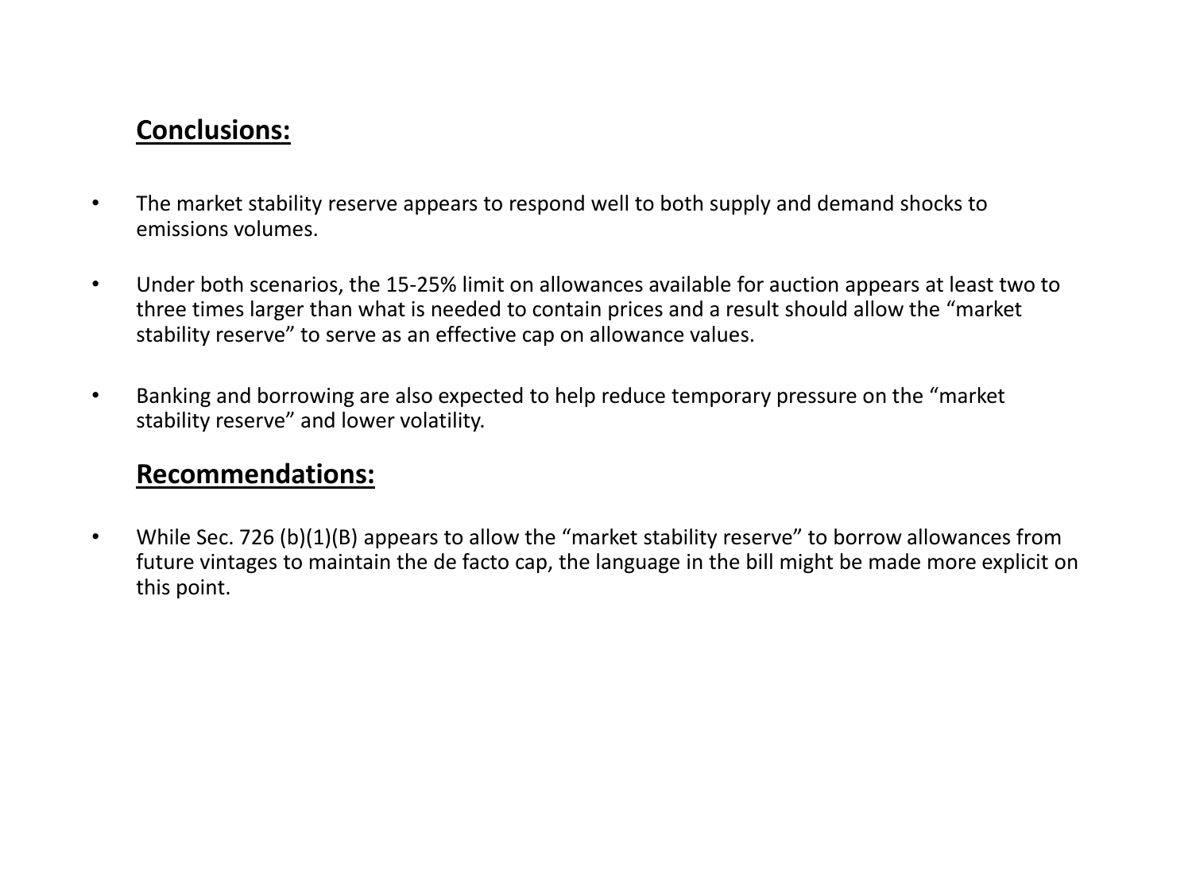## Conclusions:

- The market stability reserve appears to respond well to both supply and demand shocks to emissions volumes.
- Under both scenarios, the 15-25% limit on allowances available for auction appears at least two to three times larger than what is needed to contain prices and a result should allow the "market stability reserve" to serve as an effective cap on allowance values.
- Banking and borrowing are also expected to help reduce temporary pressure on the "market stability reserve" and lower volatility.

## Recommendations:

- While Sec. 726 (b)(1)(B) appears to allow the "market stability reserve" to borrow allowances from future vintages to maintain the de facto cap, the language in the bill might be made more explicit on this point.